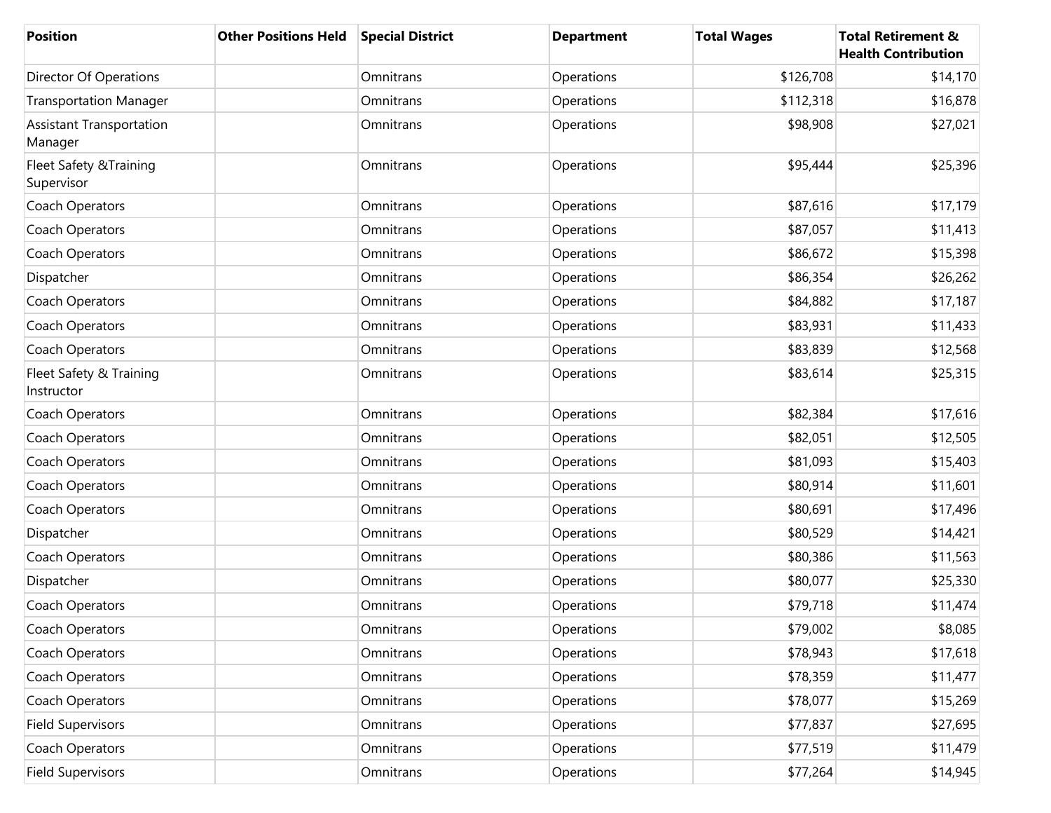| Position | Other Positions Held | Special District | Department | Total Wages | Total Retirement & Health Contribution |
|---|---|---|---|---|---|
| Director Of Operations | | Omnitrans | Operations | $126,708 | $14,170 |
| Transportation Manager | | Omnitrans | Operations | $112,318 | $16,878 |
| Assistant Transportation Manager | | Omnitrans | Operations | $98,908 | $27,021 |
| Fleet Safety &Training Supervisor | | Omnitrans | Operations | $95,444 | $25,396 |
| Coach Operators | | Omnitrans | Operations | $87,616 | $17,179 |
| Coach Operators | | Omnitrans | Operations | $87,057 | $11,413 |
| Coach Operators | | Omnitrans | Operations | $86,672 | $15,398 |
| Dispatcher | | Omnitrans | Operations | $86,354 | $26,262 |
| Coach Operators | | Omnitrans | Operations | $84,882 | $17,187 |
| Coach Operators | | Omnitrans | Operations | $83,931 | $11,433 |
| Coach Operators | | Omnitrans | Operations | $83,839 | $12,568 |
| Fleet Safety & Training Instructor | | Omnitrans | Operations | $83,614 | $25,315 |
| Coach Operators | | Omnitrans | Operations | $82,384 | $17,616 |
| Coach Operators | | Omnitrans | Operations | $82,051 | $12,505 |
| Coach Operators | | Omnitrans | Operations | $81,093 | $15,403 |
| Coach Operators | | Omnitrans | Operations | $80,914 | $11,601 |
| Coach Operators | | Omnitrans | Operations | $80,691 | $17,496 |
| Dispatcher | | Omnitrans | Operations | $80,529 | $14,421 |
| Coach Operators | | Omnitrans | Operations | $80,386 | $11,563 |
| Dispatcher | | Omnitrans | Operations | $80,077 | $25,330 |
| Coach Operators | | Omnitrans | Operations | $79,718 | $11,474 |
| Coach Operators | | Omnitrans | Operations | $79,002 | $8,085 |
| Coach Operators | | Omnitrans | Operations | $78,943 | $17,618 |
| Coach Operators | | Omnitrans | Operations | $78,359 | $11,477 |
| Coach Operators | | Omnitrans | Operations | $78,077 | $15,269 |
| Field Supervisors | | Omnitrans | Operations | $77,837 | $27,695 |
| Coach Operators | | Omnitrans | Operations | $77,519 | $11,479 |
| Field Supervisors | | Omnitrans | Operations | $77,264 | $14,945 |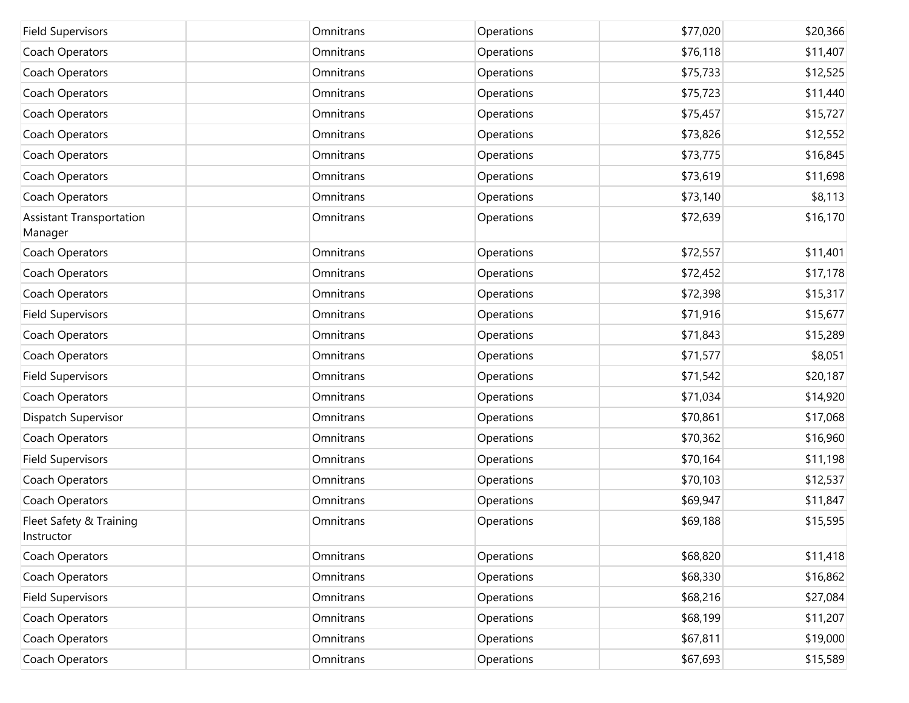| | | | | | |
|---|---|---|---|---|---|
| Field Supervisors | | Omnitrans | Operations | $77,020 | $20,366 |
| Coach Operators | | Omnitrans | Operations | $76,118 | $11,407 |
| Coach Operators | | Omnitrans | Operations | $75,733 | $12,525 |
| Coach Operators | | Omnitrans | Operations | $75,723 | $11,440 |
| Coach Operators | | Omnitrans | Operations | $75,457 | $15,727 |
| Coach Operators | | Omnitrans | Operations | $73,826 | $12,552 |
| Coach Operators | | Omnitrans | Operations | $73,775 | $16,845 |
| Coach Operators | | Omnitrans | Operations | $73,619 | $11,698 |
| Coach Operators | | Omnitrans | Operations | $73,140 | $8,113 |
| Assistant Transportation Manager | | Omnitrans | Operations | $72,639 | $16,170 |
| Coach Operators | | Omnitrans | Operations | $72,557 | $11,401 |
| Coach Operators | | Omnitrans | Operations | $72,452 | $17,178 |
| Coach Operators | | Omnitrans | Operations | $72,398 | $15,317 |
| Field Supervisors | | Omnitrans | Operations | $71,916 | $15,677 |
| Coach Operators | | Omnitrans | Operations | $71,843 | $15,289 |
| Coach Operators | | Omnitrans | Operations | $71,577 | $8,051 |
| Field Supervisors | | Omnitrans | Operations | $71,542 | $20,187 |
| Coach Operators | | Omnitrans | Operations | $71,034 | $14,920 |
| Dispatch Supervisor | | Omnitrans | Operations | $70,861 | $17,068 |
| Coach Operators | | Omnitrans | Operations | $70,362 | $16,960 |
| Field Supervisors | | Omnitrans | Operations | $70,164 | $11,198 |
| Coach Operators | | Omnitrans | Operations | $70,103 | $12,537 |
| Coach Operators | | Omnitrans | Operations | $69,947 | $11,847 |
| Fleet Safety & Training Instructor | | Omnitrans | Operations | $69,188 | $15,595 |
| Coach Operators | | Omnitrans | Operations | $68,820 | $11,418 |
| Coach Operators | | Omnitrans | Operations | $68,330 | $16,862 |
| Field Supervisors | | Omnitrans | Operations | $68,216 | $27,084 |
| Coach Operators | | Omnitrans | Operations | $68,199 | $11,207 |
| Coach Operators | | Omnitrans | Operations | $67,811 | $19,000 |
| Coach Operators | | Omnitrans | Operations | $67,693 | $15,589 |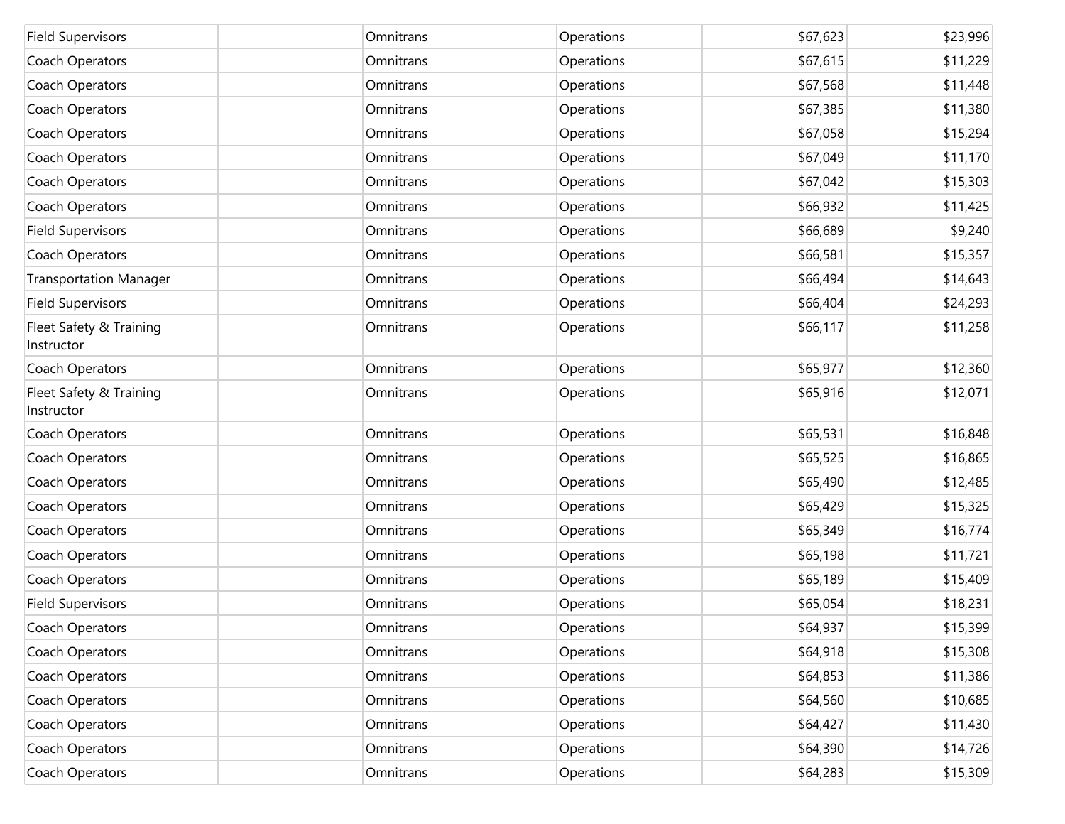| | | | | | |
|---|---|---|---|---|---|
| Field Supervisors | | Omnitrans | Operations | $67,623 | $23,996 |
| Coach Operators | | Omnitrans | Operations | $67,615 | $11,229 |
| Coach Operators | | Omnitrans | Operations | $67,568 | $11,448 |
| Coach Operators | | Omnitrans | Operations | $67,385 | $11,380 |
| Coach Operators | | Omnitrans | Operations | $67,058 | $15,294 |
| Coach Operators | | Omnitrans | Operations | $67,049 | $11,170 |
| Coach Operators | | Omnitrans | Operations | $67,042 | $15,303 |
| Coach Operators | | Omnitrans | Operations | $66,932 | $11,425 |
| Field Supervisors | | Omnitrans | Operations | $66,689 | $9,240 |
| Coach Operators | | Omnitrans | Operations | $66,581 | $15,357 |
| Transportation Manager | | Omnitrans | Operations | $66,494 | $14,643 |
| Field Supervisors | | Omnitrans | Operations | $66,404 | $24,293 |
| Fleet Safety & Training Instructor | | Omnitrans | Operations | $66,117 | $11,258 |
| Coach Operators | | Omnitrans | Operations | $65,977 | $12,360 |
| Fleet Safety & Training Instructor | | Omnitrans | Operations | $65,916 | $12,071 |
| Coach Operators | | Omnitrans | Operations | $65,531 | $16,848 |
| Coach Operators | | Omnitrans | Operations | $65,525 | $16,865 |
| Coach Operators | | Omnitrans | Operations | $65,490 | $12,485 |
| Coach Operators | | Omnitrans | Operations | $65,429 | $15,325 |
| Coach Operators | | Omnitrans | Operations | $65,349 | $16,774 |
| Coach Operators | | Omnitrans | Operations | $65,198 | $11,721 |
| Coach Operators | | Omnitrans | Operations | $65,189 | $15,409 |
| Field Supervisors | | Omnitrans | Operations | $65,054 | $18,231 |
| Coach Operators | | Omnitrans | Operations | $64,937 | $15,399 |
| Coach Operators | | Omnitrans | Operations | $64,918 | $15,308 |
| Coach Operators | | Omnitrans | Operations | $64,853 | $11,386 |
| Coach Operators | | Omnitrans | Operations | $64,560 | $10,685 |
| Coach Operators | | Omnitrans | Operations | $64,427 | $11,430 |
| Coach Operators | | Omnitrans | Operations | $64,390 | $14,726 |
| Coach Operators | | Omnitrans | Operations | $64,283 | $15,309 |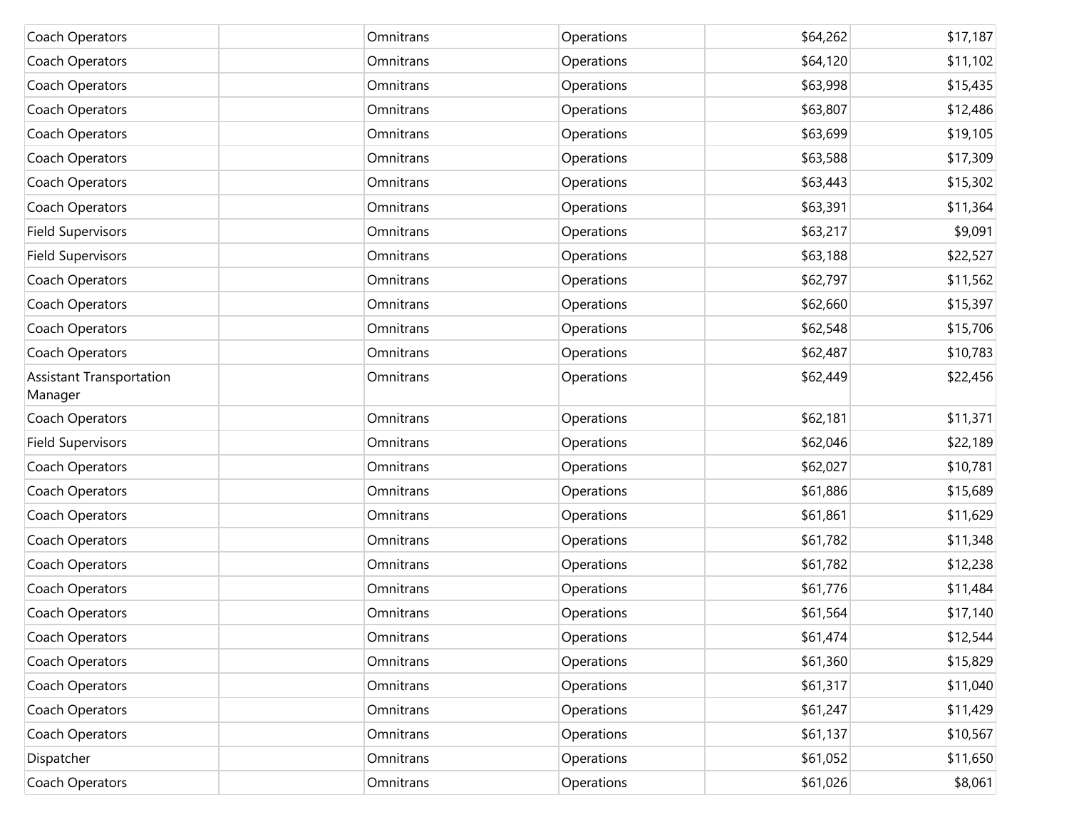| | | | | | |
|---|---|---|---|---|---|
| Coach Operators | | Omnitrans | Operations | $64,262 | $17,187 |
| Coach Operators | | Omnitrans | Operations | $64,120 | $11,102 |
| Coach Operators | | Omnitrans | Operations | $63,998 | $15,435 |
| Coach Operators | | Omnitrans | Operations | $63,807 | $12,486 |
| Coach Operators | | Omnitrans | Operations | $63,699 | $19,105 |
| Coach Operators | | Omnitrans | Operations | $63,588 | $17,309 |
| Coach Operators | | Omnitrans | Operations | $63,443 | $15,302 |
| Coach Operators | | Omnitrans | Operations | $63,391 | $11,364 |
| Field Supervisors | | Omnitrans | Operations | $63,217 | $9,091 |
| Field Supervisors | | Omnitrans | Operations | $63,188 | $22,527 |
| Coach Operators | | Omnitrans | Operations | $62,797 | $11,562 |
| Coach Operators | | Omnitrans | Operations | $62,660 | $15,397 |
| Coach Operators | | Omnitrans | Operations | $62,548 | $15,706 |
| Coach Operators | | Omnitrans | Operations | $62,487 | $10,783 |
| Assistant Transportation Manager | | Omnitrans | Operations | $62,449 | $22,456 |
| Coach Operators | | Omnitrans | Operations | $62,181 | $11,371 |
| Field Supervisors | | Omnitrans | Operations | $62,046 | $22,189 |
| Coach Operators | | Omnitrans | Operations | $62,027 | $10,781 |
| Coach Operators | | Omnitrans | Operations | $61,886 | $15,689 |
| Coach Operators | | Omnitrans | Operations | $61,861 | $11,629 |
| Coach Operators | | Omnitrans | Operations | $61,782 | $11,348 |
| Coach Operators | | Omnitrans | Operations | $61,782 | $12,238 |
| Coach Operators | | Omnitrans | Operations | $61,776 | $11,484 |
| Coach Operators | | Omnitrans | Operations | $61,564 | $17,140 |
| Coach Operators | | Omnitrans | Operations | $61,474 | $12,544 |
| Coach Operators | | Omnitrans | Operations | $61,360 | $15,829 |
| Coach Operators | | Omnitrans | Operations | $61,317 | $11,040 |
| Coach Operators | | Omnitrans | Operations | $61,247 | $11,429 |
| Coach Operators | | Omnitrans | Operations | $61,137 | $10,567 |
| Dispatcher | | Omnitrans | Operations | $61,052 | $11,650 |
| Coach Operators | | Omnitrans | Operations | $61,026 | $8,061 |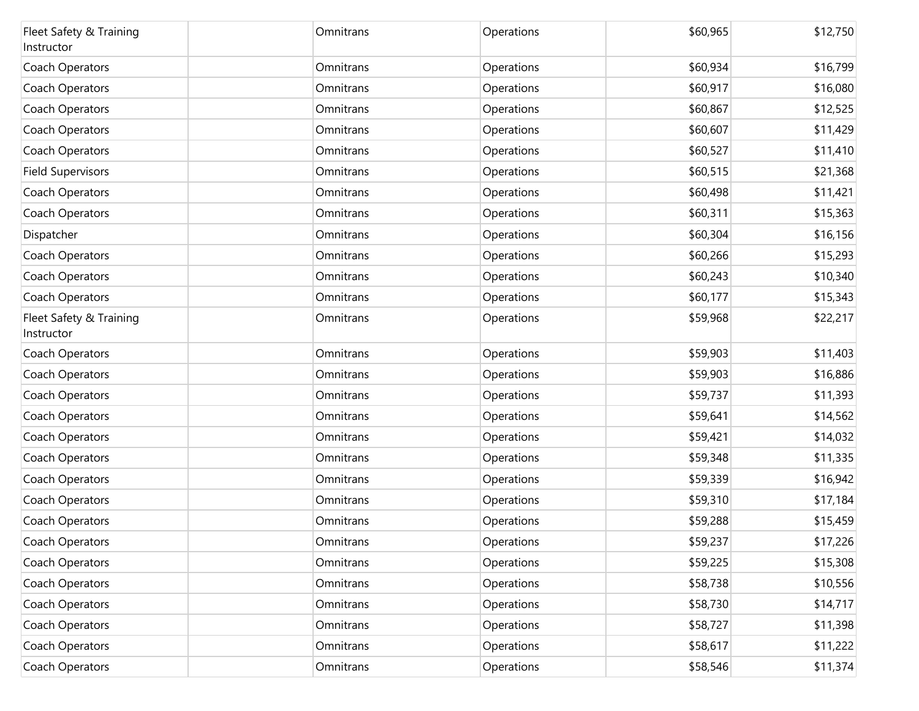| | | | | | |
|---|---|---|---|---|---|
| Fleet Safety & Training Instructor | | Omnitrans | Operations | $60,965 | $12,750 |
| Coach Operators | | Omnitrans | Operations | $60,934 | $16,799 |
| Coach Operators | | Omnitrans | Operations | $60,917 | $16,080 |
| Coach Operators | | Omnitrans | Operations | $60,867 | $12,525 |
| Coach Operators | | Omnitrans | Operations | $60,607 | $11,429 |
| Coach Operators | | Omnitrans | Operations | $60,527 | $11,410 |
| Field Supervisors | | Omnitrans | Operations | $60,515 | $21,368 |
| Coach Operators | | Omnitrans | Operations | $60,498 | $11,421 |
| Coach Operators | | Omnitrans | Operations | $60,311 | $15,363 |
| Dispatcher | | Omnitrans | Operations | $60,304 | $16,156 |
| Coach Operators | | Omnitrans | Operations | $60,266 | $15,293 |
| Coach Operators | | Omnitrans | Operations | $60,243 | $10,340 |
| Coach Operators | | Omnitrans | Operations | $60,177 | $15,343 |
| Fleet Safety & Training Instructor | | Omnitrans | Operations | $59,968 | $22,217 |
| Coach Operators | | Omnitrans | Operations | $59,903 | $11,403 |
| Coach Operators | | Omnitrans | Operations | $59,903 | $16,886 |
| Coach Operators | | Omnitrans | Operations | $59,737 | $11,393 |
| Coach Operators | | Omnitrans | Operations | $59,641 | $14,562 |
| Coach Operators | | Omnitrans | Operations | $59,421 | $14,032 |
| Coach Operators | | Omnitrans | Operations | $59,348 | $11,335 |
| Coach Operators | | Omnitrans | Operations | $59,339 | $16,942 |
| Coach Operators | | Omnitrans | Operations | $59,310 | $17,184 |
| Coach Operators | | Omnitrans | Operations | $59,288 | $15,459 |
| Coach Operators | | Omnitrans | Operations | $59,237 | $17,226 |
| Coach Operators | | Omnitrans | Operations | $59,225 | $15,308 |
| Coach Operators | | Omnitrans | Operations | $58,738 | $10,556 |
| Coach Operators | | Omnitrans | Operations | $58,730 | $14,717 |
| Coach Operators | | Omnitrans | Operations | $58,727 | $11,398 |
| Coach Operators | | Omnitrans | Operations | $58,617 | $11,222 |
| Coach Operators | | Omnitrans | Operations | $58,546 | $11,374 |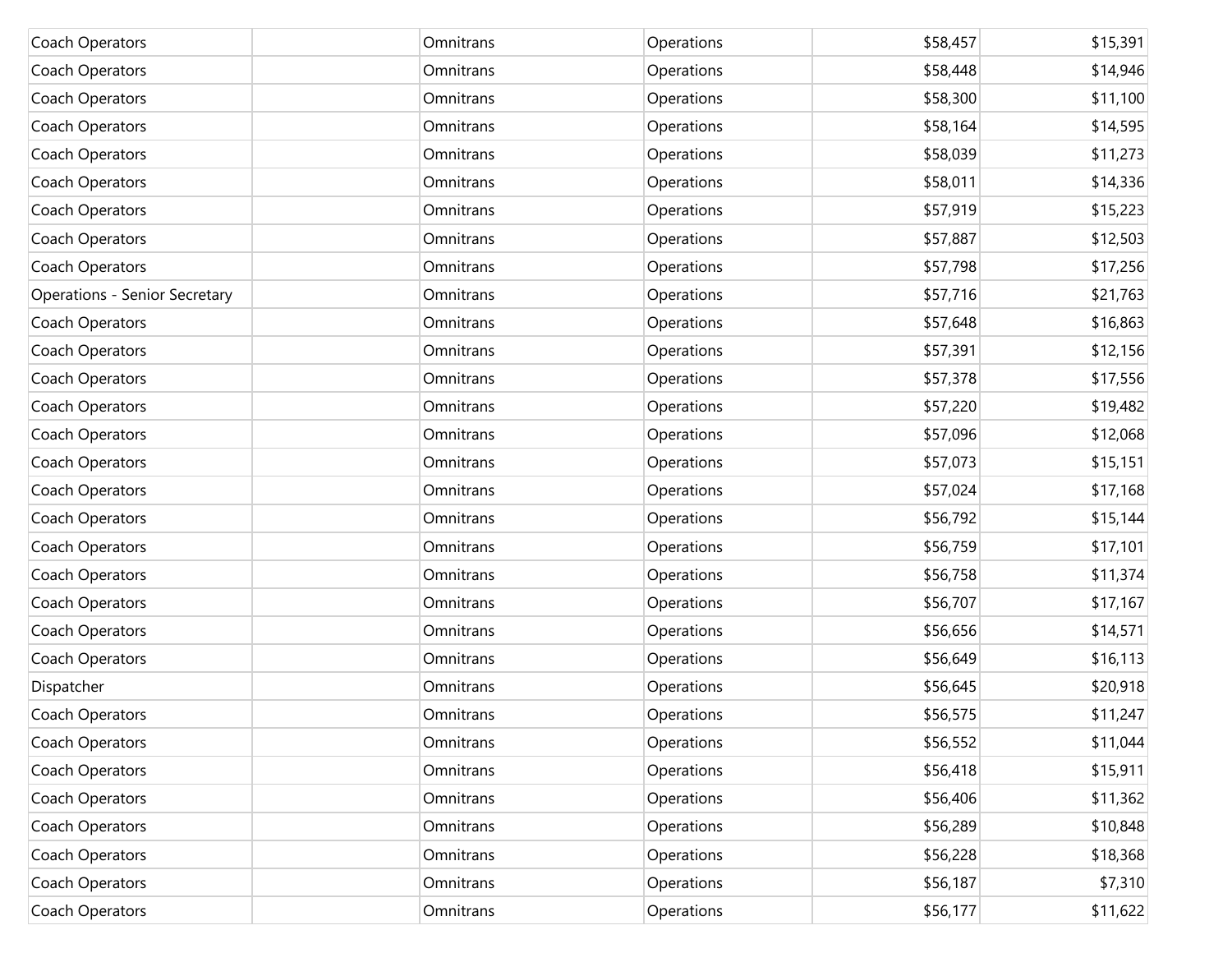| | | | | | |
|---|---|---|---|---|---|
| Coach Operators | | Omnitrans | Operations | $58,457 | $15,391 |
| Coach Operators | | Omnitrans | Operations | $58,448 | $14,946 |
| Coach Operators | | Omnitrans | Operations | $58,300 | $11,100 |
| Coach Operators | | Omnitrans | Operations | $58,164 | $14,595 |
| Coach Operators | | Omnitrans | Operations | $58,039 | $11,273 |
| Coach Operators | | Omnitrans | Operations | $58,011 | $14,336 |
| Coach Operators | | Omnitrans | Operations | $57,919 | $15,223 |
| Coach Operators | | Omnitrans | Operations | $57,887 | $12,503 |
| Coach Operators | | Omnitrans | Operations | $57,798 | $17,256 |
| Operations - Senior Secretary | | Omnitrans | Operations | $57,716 | $21,763 |
| Coach Operators | | Omnitrans | Operations | $57,648 | $16,863 |
| Coach Operators | | Omnitrans | Operations | $57,391 | $12,156 |
| Coach Operators | | Omnitrans | Operations | $57,378 | $17,556 |
| Coach Operators | | Omnitrans | Operations | $57,220 | $19,482 |
| Coach Operators | | Omnitrans | Operations | $57,096 | $12,068 |
| Coach Operators | | Omnitrans | Operations | $57,073 | $15,151 |
| Coach Operators | | Omnitrans | Operations | $57,024 | $17,168 |
| Coach Operators | | Omnitrans | Operations | $56,792 | $15,144 |
| Coach Operators | | Omnitrans | Operations | $56,759 | $17,101 |
| Coach Operators | | Omnitrans | Operations | $56,758 | $11,374 |
| Coach Operators | | Omnitrans | Operations | $56,707 | $17,167 |
| Coach Operators | | Omnitrans | Operations | $56,656 | $14,571 |
| Coach Operators | | Omnitrans | Operations | $56,649 | $16,113 |
| Dispatcher | | Omnitrans | Operations | $56,645 | $20,918 |
| Coach Operators | | Omnitrans | Operations | $56,575 | $11,247 |
| Coach Operators | | Omnitrans | Operations | $56,552 | $11,044 |
| Coach Operators | | Omnitrans | Operations | $56,418 | $15,911 |
| Coach Operators | | Omnitrans | Operations | $56,406 | $11,362 |
| Coach Operators | | Omnitrans | Operations | $56,289 | $10,848 |
| Coach Operators | | Omnitrans | Operations | $56,228 | $18,368 |
| Coach Operators | | Omnitrans | Operations | $56,187 | $7,310 |
| Coach Operators | | Omnitrans | Operations | $56,177 | $11,622 |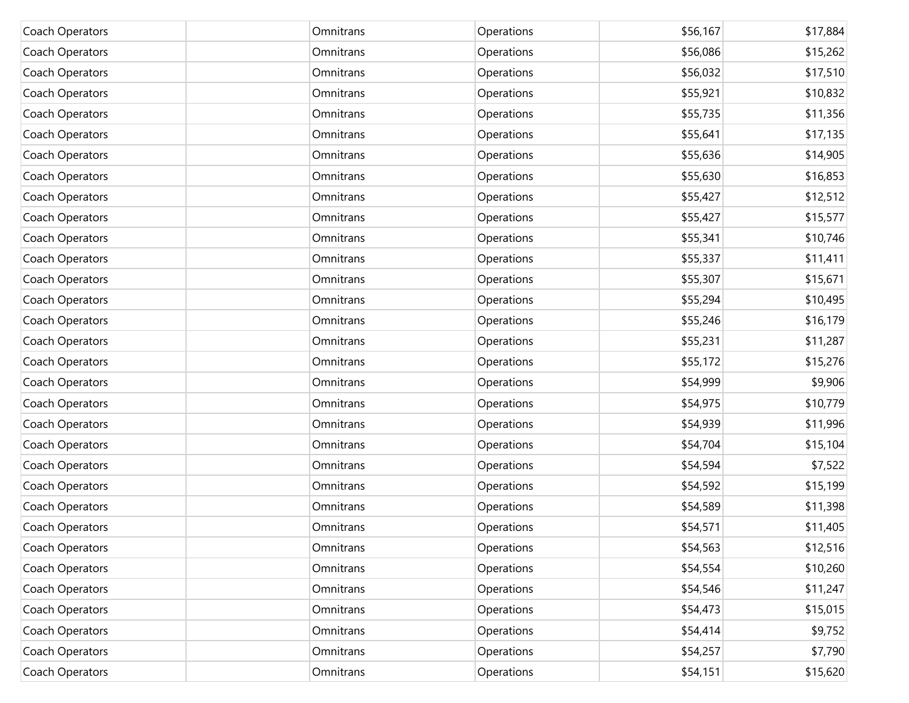| | | | | | |
|---|---|---|---|---|---|
| Coach Operators | | Omnitrans | Operations | $56,167 | $17,884 |
| Coach Operators | | Omnitrans | Operations | $56,086 | $15,262 |
| Coach Operators | | Omnitrans | Operations | $56,032 | $17,510 |
| Coach Operators | | Omnitrans | Operations | $55,921 | $10,832 |
| Coach Operators | | Omnitrans | Operations | $55,735 | $11,356 |
| Coach Operators | | Omnitrans | Operations | $55,641 | $17,135 |
| Coach Operators | | Omnitrans | Operations | $55,636 | $14,905 |
| Coach Operators | | Omnitrans | Operations | $55,630 | $16,853 |
| Coach Operators | | Omnitrans | Operations | $55,427 | $12,512 |
| Coach Operators | | Omnitrans | Operations | $55,427 | $15,577 |
| Coach Operators | | Omnitrans | Operations | $55,341 | $10,746 |
| Coach Operators | | Omnitrans | Operations | $55,337 | $11,411 |
| Coach Operators | | Omnitrans | Operations | $55,307 | $15,671 |
| Coach Operators | | Omnitrans | Operations | $55,294 | $10,495 |
| Coach Operators | | Omnitrans | Operations | $55,246 | $16,179 |
| Coach Operators | | Omnitrans | Operations | $55,231 | $11,287 |
| Coach Operators | | Omnitrans | Operations | $55,172 | $15,276 |
| Coach Operators | | Omnitrans | Operations | $54,999 | $9,906 |
| Coach Operators | | Omnitrans | Operations | $54,975 | $10,779 |
| Coach Operators | | Omnitrans | Operations | $54,939 | $11,996 |
| Coach Operators | | Omnitrans | Operations | $54,704 | $15,104 |
| Coach Operators | | Omnitrans | Operations | $54,594 | $7,522 |
| Coach Operators | | Omnitrans | Operations | $54,592 | $15,199 |
| Coach Operators | | Omnitrans | Operations | $54,589 | $11,398 |
| Coach Operators | | Omnitrans | Operations | $54,571 | $11,405 |
| Coach Operators | | Omnitrans | Operations | $54,563 | $12,516 |
| Coach Operators | | Omnitrans | Operations | $54,554 | $10,260 |
| Coach Operators | | Omnitrans | Operations | $54,546 | $11,247 |
| Coach Operators | | Omnitrans | Operations | $54,473 | $15,015 |
| Coach Operators | | Omnitrans | Operations | $54,414 | $9,752 |
| Coach Operators | | Omnitrans | Operations | $54,257 | $7,790 |
| Coach Operators | | Omnitrans | Operations | $54,151 | $15,620 |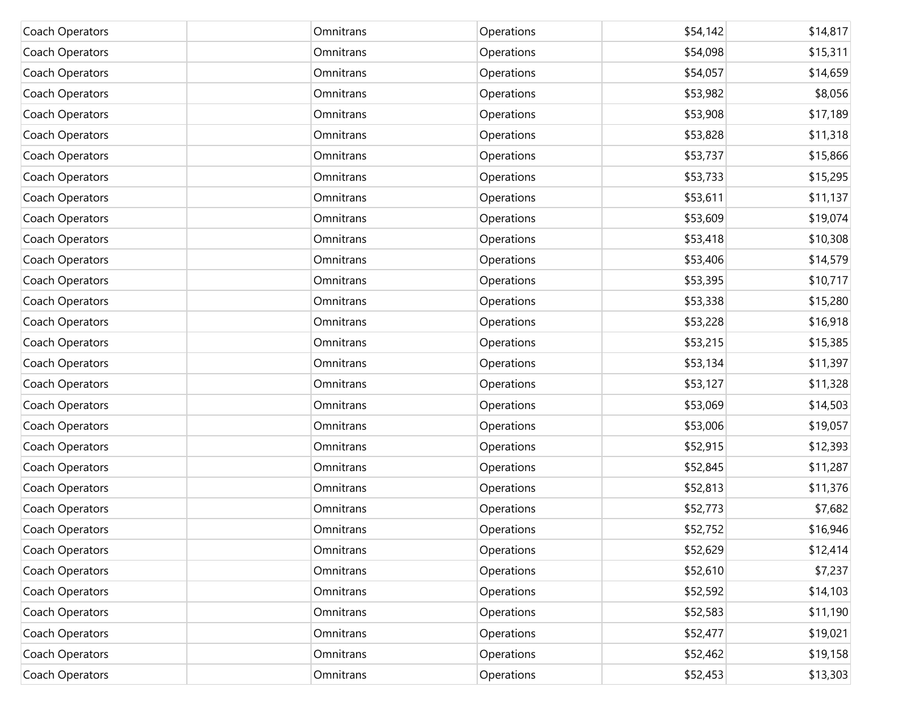| | | | | | |
|---|---|---|---|---|---|
| Coach Operators | | Omnitrans | Operations | $54,142 | $14,817 |
| Coach Operators | | Omnitrans | Operations | $54,098 | $15,311 |
| Coach Operators | | Omnitrans | Operations | $54,057 | $14,659 |
| Coach Operators | | Omnitrans | Operations | $53,982 | $8,056 |
| Coach Operators | | Omnitrans | Operations | $53,908 | $17,189 |
| Coach Operators | | Omnitrans | Operations | $53,828 | $11,318 |
| Coach Operators | | Omnitrans | Operations | $53,737 | $15,866 |
| Coach Operators | | Omnitrans | Operations | $53,733 | $15,295 |
| Coach Operators | | Omnitrans | Operations | $53,611 | $11,137 |
| Coach Operators | | Omnitrans | Operations | $53,609 | $19,074 |
| Coach Operators | | Omnitrans | Operations | $53,418 | $10,308 |
| Coach Operators | | Omnitrans | Operations | $53,406 | $14,579 |
| Coach Operators | | Omnitrans | Operations | $53,395 | $10,717 |
| Coach Operators | | Omnitrans | Operations | $53,338 | $15,280 |
| Coach Operators | | Omnitrans | Operations | $53,228 | $16,918 |
| Coach Operators | | Omnitrans | Operations | $53,215 | $15,385 |
| Coach Operators | | Omnitrans | Operations | $53,134 | $11,397 |
| Coach Operators | | Omnitrans | Operations | $53,127 | $11,328 |
| Coach Operators | | Omnitrans | Operations | $53,069 | $14,503 |
| Coach Operators | | Omnitrans | Operations | $53,006 | $19,057 |
| Coach Operators | | Omnitrans | Operations | $52,915 | $12,393 |
| Coach Operators | | Omnitrans | Operations | $52,845 | $11,287 |
| Coach Operators | | Omnitrans | Operations | $52,813 | $11,376 |
| Coach Operators | | Omnitrans | Operations | $52,773 | $7,682 |
| Coach Operators | | Omnitrans | Operations | $52,752 | $16,946 |
| Coach Operators | | Omnitrans | Operations | $52,629 | $12,414 |
| Coach Operators | | Omnitrans | Operations | $52,610 | $7,237 |
| Coach Operators | | Omnitrans | Operations | $52,592 | $14,103 |
| Coach Operators | | Omnitrans | Operations | $52,583 | $11,190 |
| Coach Operators | | Omnitrans | Operations | $52,477 | $19,021 |
| Coach Operators | | Omnitrans | Operations | $52,462 | $19,158 |
| Coach Operators | | Omnitrans | Operations | $52,453 | $13,303 |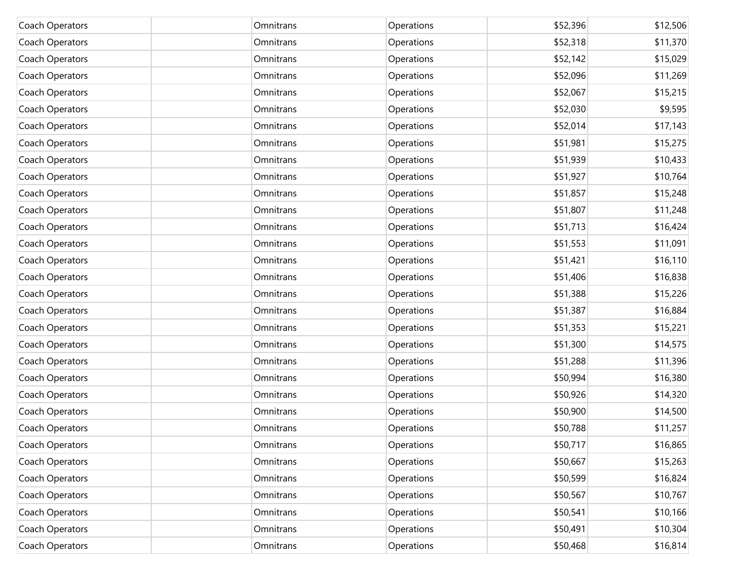| | | | | | |
|---|---|---|---|---|---|
| Coach Operators | | Omnitrans | Operations | $52,396 | $12,506 |
| Coach Operators | | Omnitrans | Operations | $52,318 | $11,370 |
| Coach Operators | | Omnitrans | Operations | $52,142 | $15,029 |
| Coach Operators | | Omnitrans | Operations | $52,096 | $11,269 |
| Coach Operators | | Omnitrans | Operations | $52,067 | $15,215 |
| Coach Operators | | Omnitrans | Operations | $52,030 | $9,595 |
| Coach Operators | | Omnitrans | Operations | $52,014 | $17,143 |
| Coach Operators | | Omnitrans | Operations | $51,981 | $15,275 |
| Coach Operators | | Omnitrans | Operations | $51,939 | $10,433 |
| Coach Operators | | Omnitrans | Operations | $51,927 | $10,764 |
| Coach Operators | | Omnitrans | Operations | $51,857 | $15,248 |
| Coach Operators | | Omnitrans | Operations | $51,807 | $11,248 |
| Coach Operators | | Omnitrans | Operations | $51,713 | $16,424 |
| Coach Operators | | Omnitrans | Operations | $51,553 | $11,091 |
| Coach Operators | | Omnitrans | Operations | $51,421 | $16,110 |
| Coach Operators | | Omnitrans | Operations | $51,406 | $16,838 |
| Coach Operators | | Omnitrans | Operations | $51,388 | $15,226 |
| Coach Operators | | Omnitrans | Operations | $51,387 | $16,884 |
| Coach Operators | | Omnitrans | Operations | $51,353 | $15,221 |
| Coach Operators | | Omnitrans | Operations | $51,300 | $14,575 |
| Coach Operators | | Omnitrans | Operations | $51,288 | $11,396 |
| Coach Operators | | Omnitrans | Operations | $50,994 | $16,380 |
| Coach Operators | | Omnitrans | Operations | $50,926 | $14,320 |
| Coach Operators | | Omnitrans | Operations | $50,900 | $14,500 |
| Coach Operators | | Omnitrans | Operations | $50,788 | $11,257 |
| Coach Operators | | Omnitrans | Operations | $50,717 | $16,865 |
| Coach Operators | | Omnitrans | Operations | $50,667 | $15,263 |
| Coach Operators | | Omnitrans | Operations | $50,599 | $16,824 |
| Coach Operators | | Omnitrans | Operations | $50,567 | $10,767 |
| Coach Operators | | Omnitrans | Operations | $50,541 | $10,166 |
| Coach Operators | | Omnitrans | Operations | $50,491 | $10,304 |
| Coach Operators | | Omnitrans | Operations | $50,468 | $16,814 |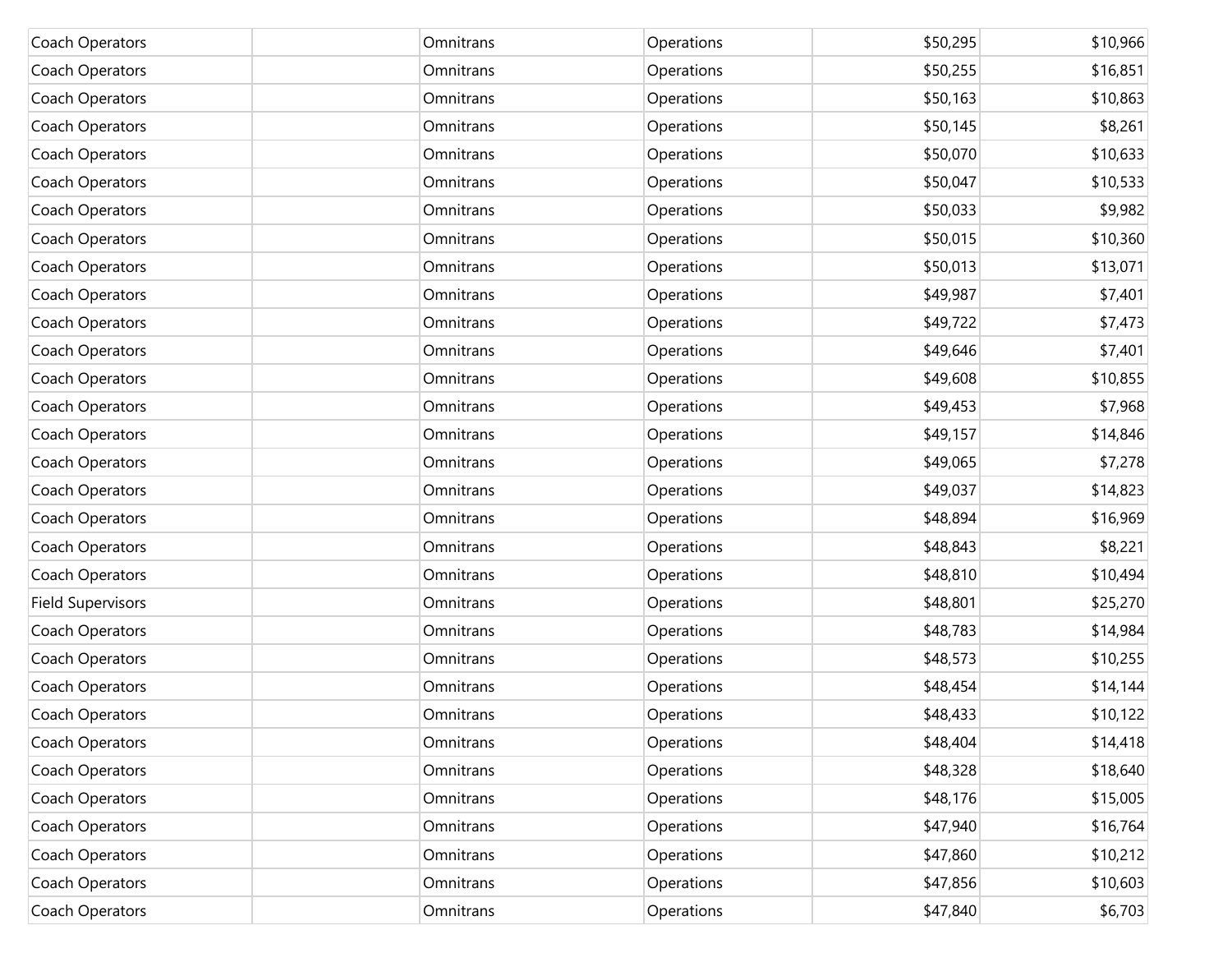| | | | | | |
|---|---|---|---|---|---|
| Coach Operators | | Omnitrans | Operations | $50,295 | $10,966 |
| Coach Operators | | Omnitrans | Operations | $50,255 | $16,851 |
| Coach Operators | | Omnitrans | Operations | $50,163 | $10,863 |
| Coach Operators | | Omnitrans | Operations | $50,145 | $8,261 |
| Coach Operators | | Omnitrans | Operations | $50,070 | $10,633 |
| Coach Operators | | Omnitrans | Operations | $50,047 | $10,533 |
| Coach Operators | | Omnitrans | Operations | $50,033 | $9,982 |
| Coach Operators | | Omnitrans | Operations | $50,015 | $10,360 |
| Coach Operators | | Omnitrans | Operations | $50,013 | $13,071 |
| Coach Operators | | Omnitrans | Operations | $49,987 | $7,401 |
| Coach Operators | | Omnitrans | Operations | $49,722 | $7,473 |
| Coach Operators | | Omnitrans | Operations | $49,646 | $7,401 |
| Coach Operators | | Omnitrans | Operations | $49,608 | $10,855 |
| Coach Operators | | Omnitrans | Operations | $49,453 | $7,968 |
| Coach Operators | | Omnitrans | Operations | $49,157 | $14,846 |
| Coach Operators | | Omnitrans | Operations | $49,065 | $7,278 |
| Coach Operators | | Omnitrans | Operations | $49,037 | $14,823 |
| Coach Operators | | Omnitrans | Operations | $48,894 | $16,969 |
| Coach Operators | | Omnitrans | Operations | $48,843 | $8,221 |
| Coach Operators | | Omnitrans | Operations | $48,810 | $10,494 |
| Field Supervisors | | Omnitrans | Operations | $48,801 | $25,270 |
| Coach Operators | | Omnitrans | Operations | $48,783 | $14,984 |
| Coach Operators | | Omnitrans | Operations | $48,573 | $10,255 |
| Coach Operators | | Omnitrans | Operations | $48,454 | $14,144 |
| Coach Operators | | Omnitrans | Operations | $48,433 | $10,122 |
| Coach Operators | | Omnitrans | Operations | $48,404 | $14,418 |
| Coach Operators | | Omnitrans | Operations | $48,328 | $18,640 |
| Coach Operators | | Omnitrans | Operations | $48,176 | $15,005 |
| Coach Operators | | Omnitrans | Operations | $47,940 | $16,764 |
| Coach Operators | | Omnitrans | Operations | $47,860 | $10,212 |
| Coach Operators | | Omnitrans | Operations | $47,856 | $10,603 |
| Coach Operators | | Omnitrans | Operations | $47,840 | $6,703 |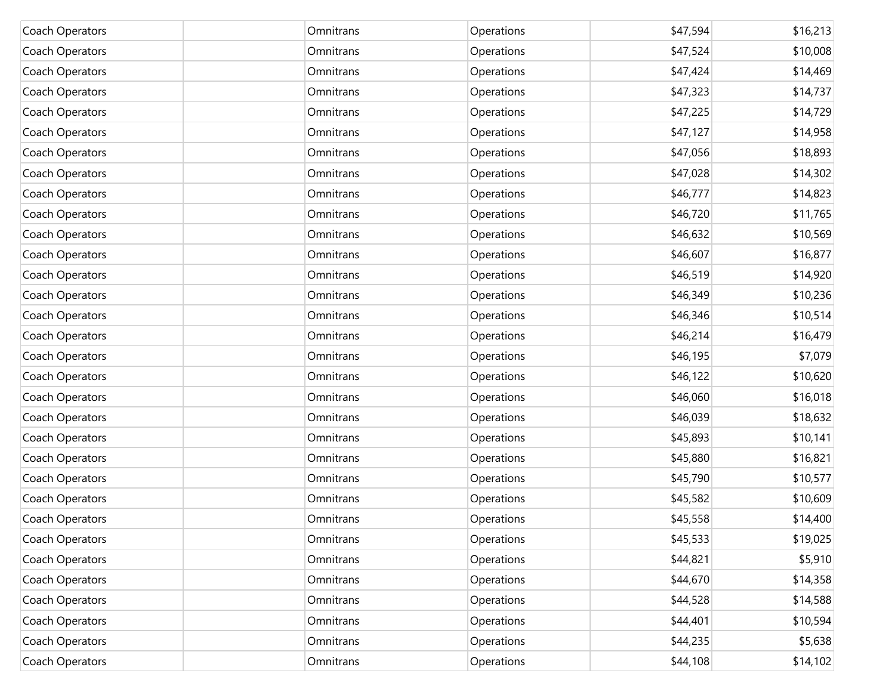| | | | | | |
|---|---|---|---|---|---|
| Coach Operators | | Omnitrans | Operations | $47,594 | $16,213 |
| Coach Operators | | Omnitrans | Operations | $47,524 | $10,008 |
| Coach Operators | | Omnitrans | Operations | $47,424 | $14,469 |
| Coach Operators | | Omnitrans | Operations | $47,323 | $14,737 |
| Coach Operators | | Omnitrans | Operations | $47,225 | $14,729 |
| Coach Operators | | Omnitrans | Operations | $47,127 | $14,958 |
| Coach Operators | | Omnitrans | Operations | $47,056 | $18,893 |
| Coach Operators | | Omnitrans | Operations | $47,028 | $14,302 |
| Coach Operators | | Omnitrans | Operations | $46,777 | $14,823 |
| Coach Operators | | Omnitrans | Operations | $46,720 | $11,765 |
| Coach Operators | | Omnitrans | Operations | $46,632 | $10,569 |
| Coach Operators | | Omnitrans | Operations | $46,607 | $16,877 |
| Coach Operators | | Omnitrans | Operations | $46,519 | $14,920 |
| Coach Operators | | Omnitrans | Operations | $46,349 | $10,236 |
| Coach Operators | | Omnitrans | Operations | $46,346 | $10,514 |
| Coach Operators | | Omnitrans | Operations | $46,214 | $16,479 |
| Coach Operators | | Omnitrans | Operations | $46,195 | $7,079 |
| Coach Operators | | Omnitrans | Operations | $46,122 | $10,620 |
| Coach Operators | | Omnitrans | Operations | $46,060 | $16,018 |
| Coach Operators | | Omnitrans | Operations | $46,039 | $18,632 |
| Coach Operators | | Omnitrans | Operations | $45,893 | $10,141 |
| Coach Operators | | Omnitrans | Operations | $45,880 | $16,821 |
| Coach Operators | | Omnitrans | Operations | $45,790 | $10,577 |
| Coach Operators | | Omnitrans | Operations | $45,582 | $10,609 |
| Coach Operators | | Omnitrans | Operations | $45,558 | $14,400 |
| Coach Operators | | Omnitrans | Operations | $45,533 | $19,025 |
| Coach Operators | | Omnitrans | Operations | $44,821 | $5,910 |
| Coach Operators | | Omnitrans | Operations | $44,670 | $14,358 |
| Coach Operators | | Omnitrans | Operations | $44,528 | $14,588 |
| Coach Operators | | Omnitrans | Operations | $44,401 | $10,594 |
| Coach Operators | | Omnitrans | Operations | $44,235 | $5,638 |
| Coach Operators | | Omnitrans | Operations | $44,108 | $14,102 |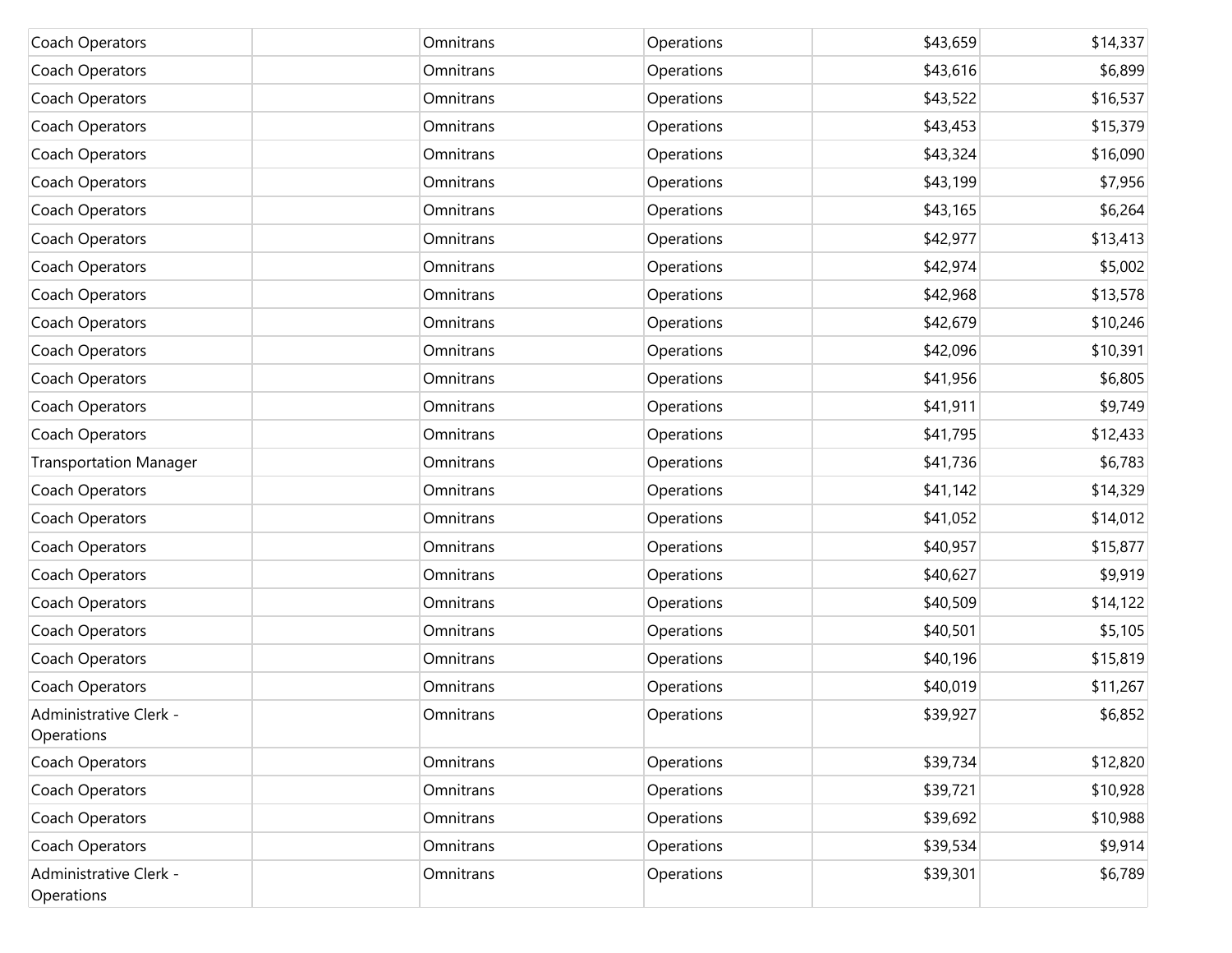| | | | | | |
|---|---|---|---|---|---|
| Coach Operators | | Omnitrans | Operations | $43,659 | $14,337 |
| Coach Operators | | Omnitrans | Operations | $43,616 | $6,899 |
| Coach Operators | | Omnitrans | Operations | $43,522 | $16,537 |
| Coach Operators | | Omnitrans | Operations | $43,453 | $15,379 |
| Coach Operators | | Omnitrans | Operations | $43,324 | $16,090 |
| Coach Operators | | Omnitrans | Operations | $43,199 | $7,956 |
| Coach Operators | | Omnitrans | Operations | $43,165 | $6,264 |
| Coach Operators | | Omnitrans | Operations | $42,977 | $13,413 |
| Coach Operators | | Omnitrans | Operations | $42,974 | $5,002 |
| Coach Operators | | Omnitrans | Operations | $42,968 | $13,578 |
| Coach Operators | | Omnitrans | Operations | $42,679 | $10,246 |
| Coach Operators | | Omnitrans | Operations | $42,096 | $10,391 |
| Coach Operators | | Omnitrans | Operations | $41,956 | $6,805 |
| Coach Operators | | Omnitrans | Operations | $41,911 | $9,749 |
| Coach Operators | | Omnitrans | Operations | $41,795 | $12,433 |
| Transportation Manager | | Omnitrans | Operations | $41,736 | $6,783 |
| Coach Operators | | Omnitrans | Operations | $41,142 | $14,329 |
| Coach Operators | | Omnitrans | Operations | $41,052 | $14,012 |
| Coach Operators | | Omnitrans | Operations | $40,957 | $15,877 |
| Coach Operators | | Omnitrans | Operations | $40,627 | $9,919 |
| Coach Operators | | Omnitrans | Operations | $40,509 | $14,122 |
| Coach Operators | | Omnitrans | Operations | $40,501 | $5,105 |
| Coach Operators | | Omnitrans | Operations | $40,196 | $15,819 |
| Coach Operators | | Omnitrans | Operations | $40,019 | $11,267 |
| Administrative Clerk - Operations | | Omnitrans | Operations | $39,927 | $6,852 |
| Coach Operators | | Omnitrans | Operations | $39,734 | $12,820 |
| Coach Operators | | Omnitrans | Operations | $39,721 | $10,928 |
| Coach Operators | | Omnitrans | Operations | $39,692 | $10,988 |
| Coach Operators | | Omnitrans | Operations | $39,534 | $9,914 |
| Administrative Clerk - Operations | | Omnitrans | Operations | $39,301 | $6,789 |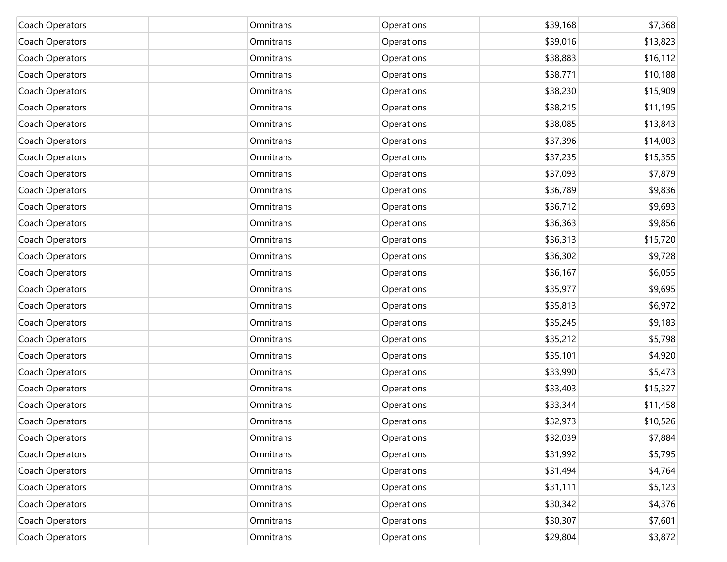| | | | | | |
|---|---|---|---|---|---|
| Coach Operators | | Omnitrans | Operations | $39,168 | $7,368 |
| Coach Operators | | Omnitrans | Operations | $39,016 | $13,823 |
| Coach Operators | | Omnitrans | Operations | $38,883 | $16,112 |
| Coach Operators | | Omnitrans | Operations | $38,771 | $10,188 |
| Coach Operators | | Omnitrans | Operations | $38,230 | $15,909 |
| Coach Operators | | Omnitrans | Operations | $38,215 | $11,195 |
| Coach Operators | | Omnitrans | Operations | $38,085 | $13,843 |
| Coach Operators | | Omnitrans | Operations | $37,396 | $14,003 |
| Coach Operators | | Omnitrans | Operations | $37,235 | $15,355 |
| Coach Operators | | Omnitrans | Operations | $37,093 | $7,879 |
| Coach Operators | | Omnitrans | Operations | $36,789 | $9,836 |
| Coach Operators | | Omnitrans | Operations | $36,712 | $9,693 |
| Coach Operators | | Omnitrans | Operations | $36,363 | $9,856 |
| Coach Operators | | Omnitrans | Operations | $36,313 | $15,720 |
| Coach Operators | | Omnitrans | Operations | $36,302 | $9,728 |
| Coach Operators | | Omnitrans | Operations | $36,167 | $6,055 |
| Coach Operators | | Omnitrans | Operations | $35,977 | $9,695 |
| Coach Operators | | Omnitrans | Operations | $35,813 | $6,972 |
| Coach Operators | | Omnitrans | Operations | $35,245 | $9,183 |
| Coach Operators | | Omnitrans | Operations | $35,212 | $5,798 |
| Coach Operators | | Omnitrans | Operations | $35,101 | $4,920 |
| Coach Operators | | Omnitrans | Operations | $33,990 | $5,473 |
| Coach Operators | | Omnitrans | Operations | $33,403 | $15,327 |
| Coach Operators | | Omnitrans | Operations | $33,344 | $11,458 |
| Coach Operators | | Omnitrans | Operations | $32,973 | $10,526 |
| Coach Operators | | Omnitrans | Operations | $32,039 | $7,884 |
| Coach Operators | | Omnitrans | Operations | $31,992 | $5,795 |
| Coach Operators | | Omnitrans | Operations | $31,494 | $4,764 |
| Coach Operators | | Omnitrans | Operations | $31,111 | $5,123 |
| Coach Operators | | Omnitrans | Operations | $30,342 | $4,376 |
| Coach Operators | | Omnitrans | Operations | $30,307 | $7,601 |
| Coach Operators | | Omnitrans | Operations | $29,804 | $3,872 |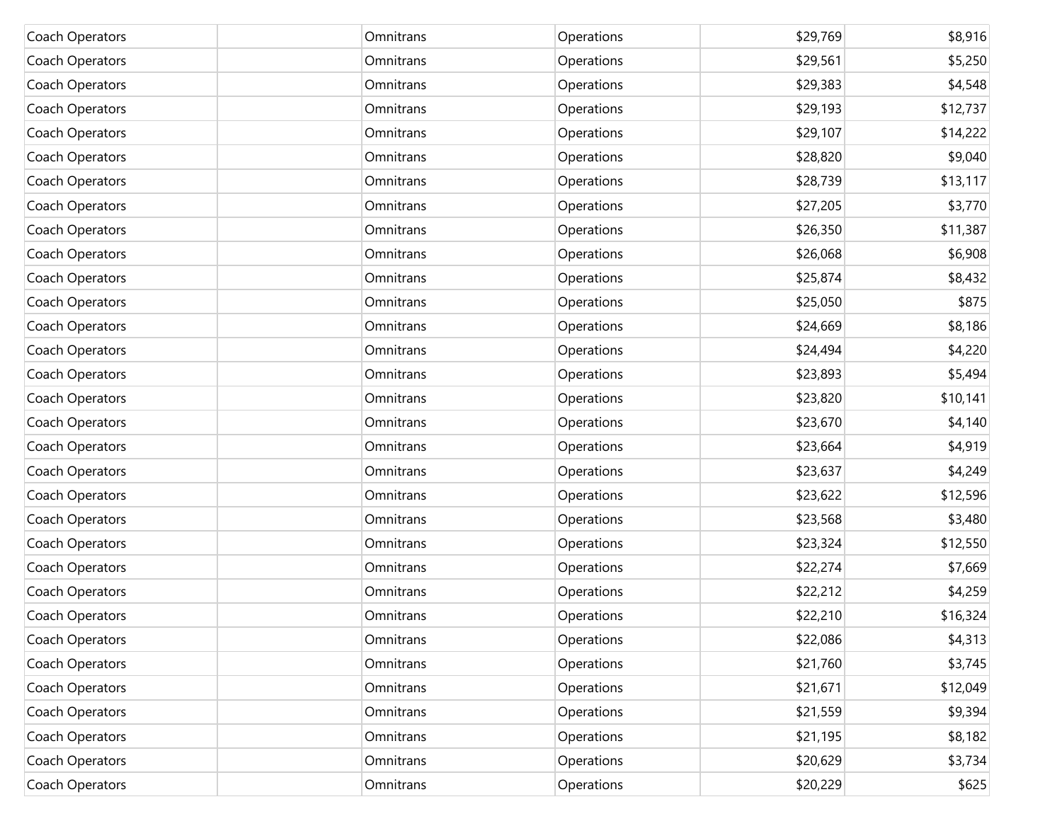| | | | | | |
|---|---|---|---|---|---|
| Coach Operators | | Omnitrans | Operations | $29,769 | $8,916 |
| Coach Operators | | Omnitrans | Operations | $29,561 | $5,250 |
| Coach Operators | | Omnitrans | Operations | $29,383 | $4,548 |
| Coach Operators | | Omnitrans | Operations | $29,193 | $12,737 |
| Coach Operators | | Omnitrans | Operations | $29,107 | $14,222 |
| Coach Operators | | Omnitrans | Operations | $28,820 | $9,040 |
| Coach Operators | | Omnitrans | Operations | $28,739 | $13,117 |
| Coach Operators | | Omnitrans | Operations | $27,205 | $3,770 |
| Coach Operators | | Omnitrans | Operations | $26,350 | $11,387 |
| Coach Operators | | Omnitrans | Operations | $26,068 | $6,908 |
| Coach Operators | | Omnitrans | Operations | $25,874 | $8,432 |
| Coach Operators | | Omnitrans | Operations | $25,050 | $875 |
| Coach Operators | | Omnitrans | Operations | $24,669 | $8,186 |
| Coach Operators | | Omnitrans | Operations | $24,494 | $4,220 |
| Coach Operators | | Omnitrans | Operations | $23,893 | $5,494 |
| Coach Operators | | Omnitrans | Operations | $23,820 | $10,141 |
| Coach Operators | | Omnitrans | Operations | $23,670 | $4,140 |
| Coach Operators | | Omnitrans | Operations | $23,664 | $4,919 |
| Coach Operators | | Omnitrans | Operations | $23,637 | $4,249 |
| Coach Operators | | Omnitrans | Operations | $23,622 | $12,596 |
| Coach Operators | | Omnitrans | Operations | $23,568 | $3,480 |
| Coach Operators | | Omnitrans | Operations | $23,324 | $12,550 |
| Coach Operators | | Omnitrans | Operations | $22,274 | $7,669 |
| Coach Operators | | Omnitrans | Operations | $22,212 | $4,259 |
| Coach Operators | | Omnitrans | Operations | $22,210 | $16,324 |
| Coach Operators | | Omnitrans | Operations | $22,086 | $4,313 |
| Coach Operators | | Omnitrans | Operations | $21,760 | $3,745 |
| Coach Operators | | Omnitrans | Operations | $21,671 | $12,049 |
| Coach Operators | | Omnitrans | Operations | $21,559 | $9,394 |
| Coach Operators | | Omnitrans | Operations | $21,195 | $8,182 |
| Coach Operators | | Omnitrans | Operations | $20,629 | $3,734 |
| Coach Operators | | Omnitrans | Operations | $20,229 | $625 |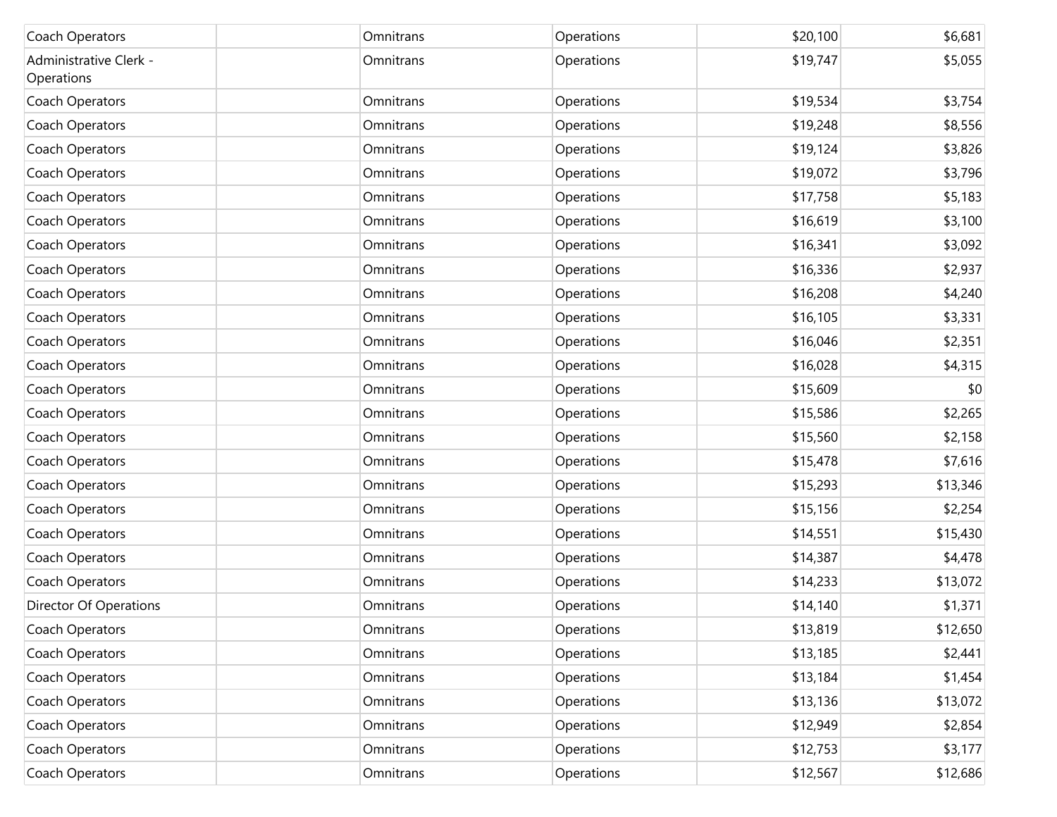| | | | | | |
|---|---|---|---|---|---|
| Coach Operators | | Omnitrans | Operations | $20,100 | $6,681 |
| Administrative Clerk - Operations | | Omnitrans | Operations | $19,747 | $5,055 |
| Coach Operators | | Omnitrans | Operations | $19,534 | $3,754 |
| Coach Operators | | Omnitrans | Operations | $19,248 | $8,556 |
| Coach Operators | | Omnitrans | Operations | $19,124 | $3,826 |
| Coach Operators | | Omnitrans | Operations | $19,072 | $3,796 |
| Coach Operators | | Omnitrans | Operations | $17,758 | $5,183 |
| Coach Operators | | Omnitrans | Operations | $16,619 | $3,100 |
| Coach Operators | | Omnitrans | Operations | $16,341 | $3,092 |
| Coach Operators | | Omnitrans | Operations | $16,336 | $2,937 |
| Coach Operators | | Omnitrans | Operations | $16,208 | $4,240 |
| Coach Operators | | Omnitrans | Operations | $16,105 | $3,331 |
| Coach Operators | | Omnitrans | Operations | $16,046 | $2,351 |
| Coach Operators | | Omnitrans | Operations | $16,028 | $4,315 |
| Coach Operators | | Omnitrans | Operations | $15,609 | $0 |
| Coach Operators | | Omnitrans | Operations | $15,586 | $2,265 |
| Coach Operators | | Omnitrans | Operations | $15,560 | $2,158 |
| Coach Operators | | Omnitrans | Operations | $15,478 | $7,616 |
| Coach Operators | | Omnitrans | Operations | $15,293 | $13,346 |
| Coach Operators | | Omnitrans | Operations | $15,156 | $2,254 |
| Coach Operators | | Omnitrans | Operations | $14,551 | $15,430 |
| Coach Operators | | Omnitrans | Operations | $14,387 | $4,478 |
| Coach Operators | | Omnitrans | Operations | $14,233 | $13,072 |
| Director Of Operations | | Omnitrans | Operations | $14,140 | $1,371 |
| Coach Operators | | Omnitrans | Operations | $13,819 | $12,650 |
| Coach Operators | | Omnitrans | Operations | $13,185 | $2,441 |
| Coach Operators | | Omnitrans | Operations | $13,184 | $1,454 |
| Coach Operators | | Omnitrans | Operations | $13,136 | $13,072 |
| Coach Operators | | Omnitrans | Operations | $12,949 | $2,854 |
| Coach Operators | | Omnitrans | Operations | $12,753 | $3,177 |
| Coach Operators | | Omnitrans | Operations | $12,567 | $12,686 |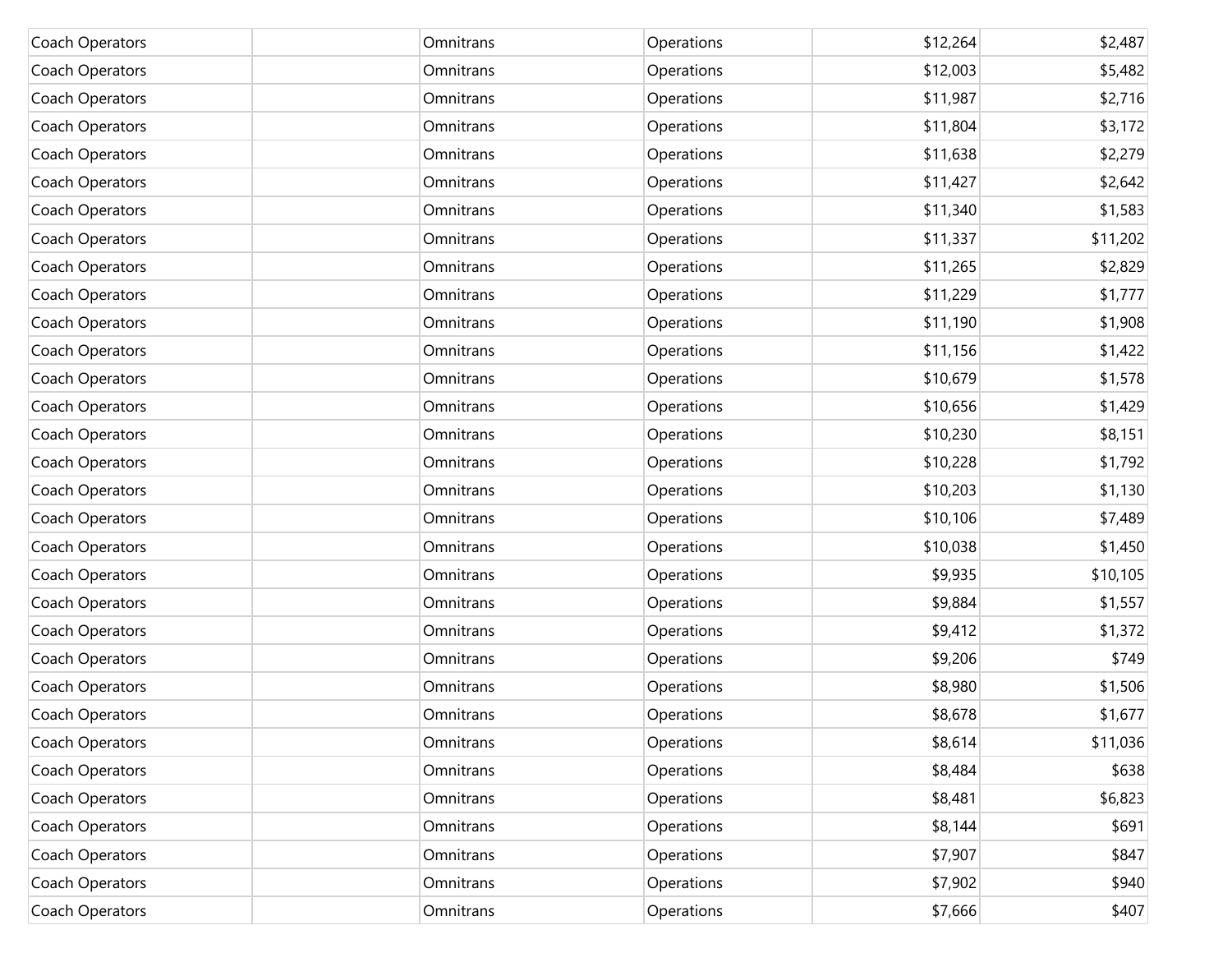| | | | | | |
|---|---|---|---|---|---|
| Coach Operators | | Omnitrans | Operations | $12,264 | $2,487 |
| Coach Operators | | Omnitrans | Operations | $12,003 | $5,482 |
| Coach Operators | | Omnitrans | Operations | $11,987 | $2,716 |
| Coach Operators | | Omnitrans | Operations | $11,804 | $3,172 |
| Coach Operators | | Omnitrans | Operations | $11,638 | $2,279 |
| Coach Operators | | Omnitrans | Operations | $11,427 | $2,642 |
| Coach Operators | | Omnitrans | Operations | $11,340 | $1,583 |
| Coach Operators | | Omnitrans | Operations | $11,337 | $11,202 |
| Coach Operators | | Omnitrans | Operations | $11,265 | $2,829 |
| Coach Operators | | Omnitrans | Operations | $11,229 | $1,777 |
| Coach Operators | | Omnitrans | Operations | $11,190 | $1,908 |
| Coach Operators | | Omnitrans | Operations | $11,156 | $1,422 |
| Coach Operators | | Omnitrans | Operations | $10,679 | $1,578 |
| Coach Operators | | Omnitrans | Operations | $10,656 | $1,429 |
| Coach Operators | | Omnitrans | Operations | $10,230 | $8,151 |
| Coach Operators | | Omnitrans | Operations | $10,228 | $1,792 |
| Coach Operators | | Omnitrans | Operations | $10,203 | $1,130 |
| Coach Operators | | Omnitrans | Operations | $10,106 | $7,489 |
| Coach Operators | | Omnitrans | Operations | $10,038 | $1,450 |
| Coach Operators | | Omnitrans | Operations | $9,935 | $10,105 |
| Coach Operators | | Omnitrans | Operations | $9,884 | $1,557 |
| Coach Operators | | Omnitrans | Operations | $9,412 | $1,372 |
| Coach Operators | | Omnitrans | Operations | $9,206 | $749 |
| Coach Operators | | Omnitrans | Operations | $8,980 | $1,506 |
| Coach Operators | | Omnitrans | Operations | $8,678 | $1,677 |
| Coach Operators | | Omnitrans | Operations | $8,614 | $11,036 |
| Coach Operators | | Omnitrans | Operations | $8,484 | $638 |
| Coach Operators | | Omnitrans | Operations | $8,481 | $6,823 |
| Coach Operators | | Omnitrans | Operations | $8,144 | $691 |
| Coach Operators | | Omnitrans | Operations | $7,907 | $847 |
| Coach Operators | | Omnitrans | Operations | $7,902 | $940 |
| Coach Operators | | Omnitrans | Operations | $7,666 | $407 |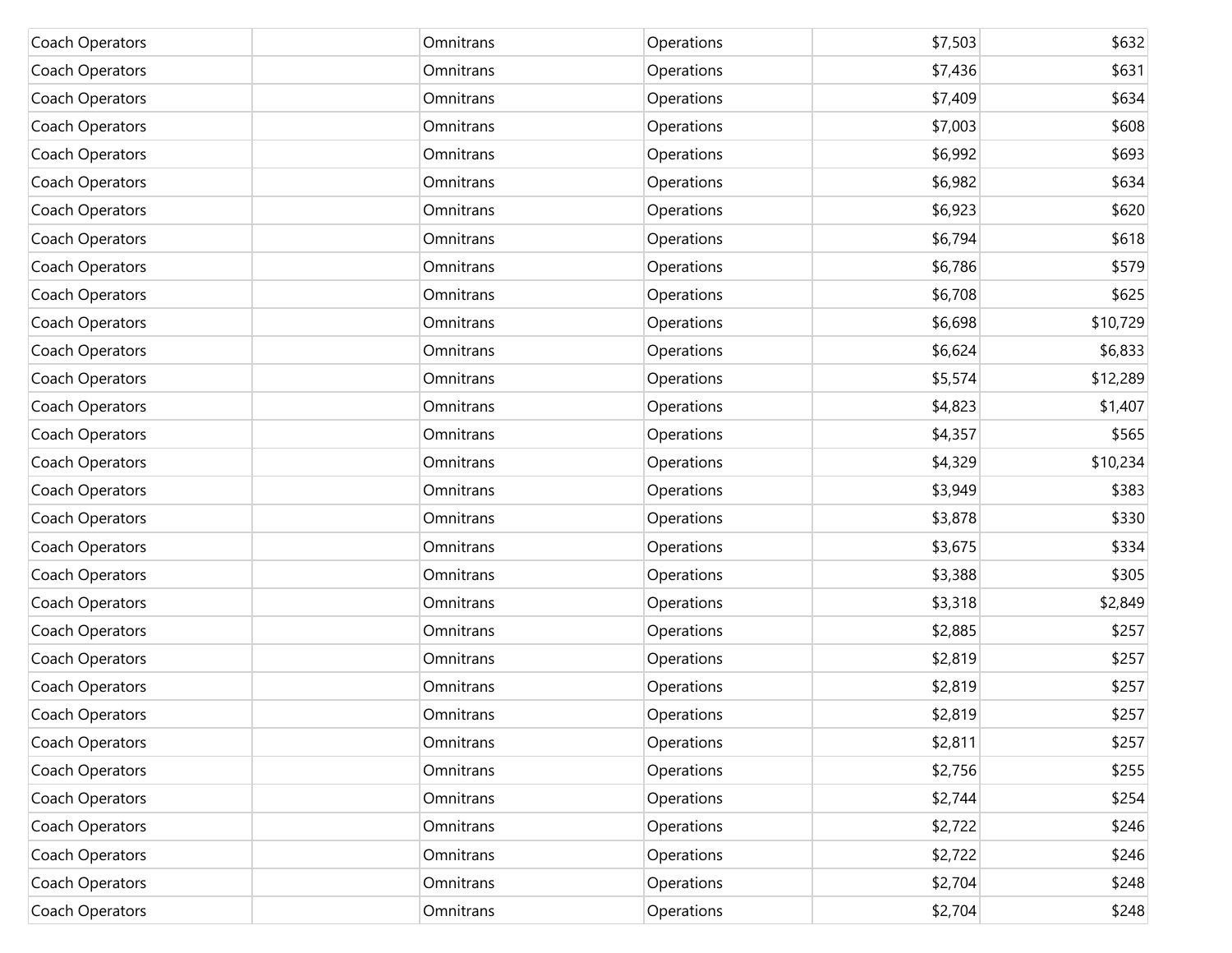| | | | | | |
|---|---|---|---|---|---|
| Coach Operators | | Omnitrans | Operations | $7,503 | $632 |
| Coach Operators | | Omnitrans | Operations | $7,436 | $631 |
| Coach Operators | | Omnitrans | Operations | $7,409 | $634 |
| Coach Operators | | Omnitrans | Operations | $7,003 | $608 |
| Coach Operators | | Omnitrans | Operations | $6,992 | $693 |
| Coach Operators | | Omnitrans | Operations | $6,982 | $634 |
| Coach Operators | | Omnitrans | Operations | $6,923 | $620 |
| Coach Operators | | Omnitrans | Operations | $6,794 | $618 |
| Coach Operators | | Omnitrans | Operations | $6,786 | $579 |
| Coach Operators | | Omnitrans | Operations | $6,708 | $625 |
| Coach Operators | | Omnitrans | Operations | $6,698 | $10,729 |
| Coach Operators | | Omnitrans | Operations | $6,624 | $6,833 |
| Coach Operators | | Omnitrans | Operations | $5,574 | $12,289 |
| Coach Operators | | Omnitrans | Operations | $4,823 | $1,407 |
| Coach Operators | | Omnitrans | Operations | $4,357 | $565 |
| Coach Operators | | Omnitrans | Operations | $4,329 | $10,234 |
| Coach Operators | | Omnitrans | Operations | $3,949 | $383 |
| Coach Operators | | Omnitrans | Operations | $3,878 | $330 |
| Coach Operators | | Omnitrans | Operations | $3,675 | $334 |
| Coach Operators | | Omnitrans | Operations | $3,388 | $305 |
| Coach Operators | | Omnitrans | Operations | $3,318 | $2,849 |
| Coach Operators | | Omnitrans | Operations | $2,885 | $257 |
| Coach Operators | | Omnitrans | Operations | $2,819 | $257 |
| Coach Operators | | Omnitrans | Operations | $2,819 | $257 |
| Coach Operators | | Omnitrans | Operations | $2,819 | $257 |
| Coach Operators | | Omnitrans | Operations | $2,811 | $257 |
| Coach Operators | | Omnitrans | Operations | $2,756 | $255 |
| Coach Operators | | Omnitrans | Operations | $2,744 | $254 |
| Coach Operators | | Omnitrans | Operations | $2,722 | $246 |
| Coach Operators | | Omnitrans | Operations | $2,722 | $246 |
| Coach Operators | | Omnitrans | Operations | $2,704 | $248 |
| Coach Operators | | Omnitrans | Operations | $2,704 | $248 |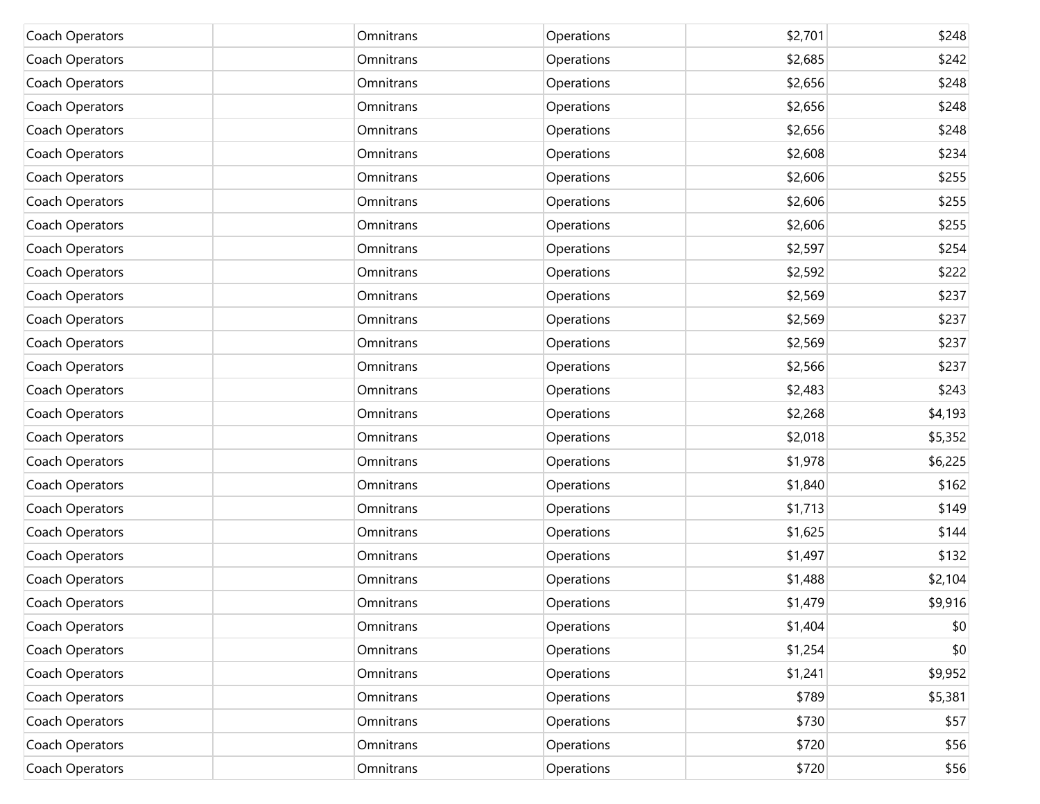| | | | | | |
|---|---|---|---|---|---|
| Coach Operators | | Omnitrans | Operations | $2,701 | $248 |
| Coach Operators | | Omnitrans | Operations | $2,685 | $242 |
| Coach Operators | | Omnitrans | Operations | $2,656 | $248 |
| Coach Operators | | Omnitrans | Operations | $2,656 | $248 |
| Coach Operators | | Omnitrans | Operations | $2,656 | $248 |
| Coach Operators | | Omnitrans | Operations | $2,608 | $234 |
| Coach Operators | | Omnitrans | Operations | $2,606 | $255 |
| Coach Operators | | Omnitrans | Operations | $2,606 | $255 |
| Coach Operators | | Omnitrans | Operations | $2,606 | $255 |
| Coach Operators | | Omnitrans | Operations | $2,597 | $254 |
| Coach Operators | | Omnitrans | Operations | $2,592 | $222 |
| Coach Operators | | Omnitrans | Operations | $2,569 | $237 |
| Coach Operators | | Omnitrans | Operations | $2,569 | $237 |
| Coach Operators | | Omnitrans | Operations | $2,569 | $237 |
| Coach Operators | | Omnitrans | Operations | $2,566 | $237 |
| Coach Operators | | Omnitrans | Operations | $2,483 | $243 |
| Coach Operators | | Omnitrans | Operations | $2,268 | $4,193 |
| Coach Operators | | Omnitrans | Operations | $2,018 | $5,352 |
| Coach Operators | | Omnitrans | Operations | $1,978 | $6,225 |
| Coach Operators | | Omnitrans | Operations | $1,840 | $162 |
| Coach Operators | | Omnitrans | Operations | $1,713 | $149 |
| Coach Operators | | Omnitrans | Operations | $1,625 | $144 |
| Coach Operators | | Omnitrans | Operations | $1,497 | $132 |
| Coach Operators | | Omnitrans | Operations | $1,488 | $2,104 |
| Coach Operators | | Omnitrans | Operations | $1,479 | $9,916 |
| Coach Operators | | Omnitrans | Operations | $1,404 | $0 |
| Coach Operators | | Omnitrans | Operations | $1,254 | $0 |
| Coach Operators | | Omnitrans | Operations | $1,241 | $9,952 |
| Coach Operators | | Omnitrans | Operations | $789 | $5,381 |
| Coach Operators | | Omnitrans | Operations | $730 | $57 |
| Coach Operators | | Omnitrans | Operations | $720 | $56 |
| Coach Operators | | Omnitrans | Operations | $720 | $56 |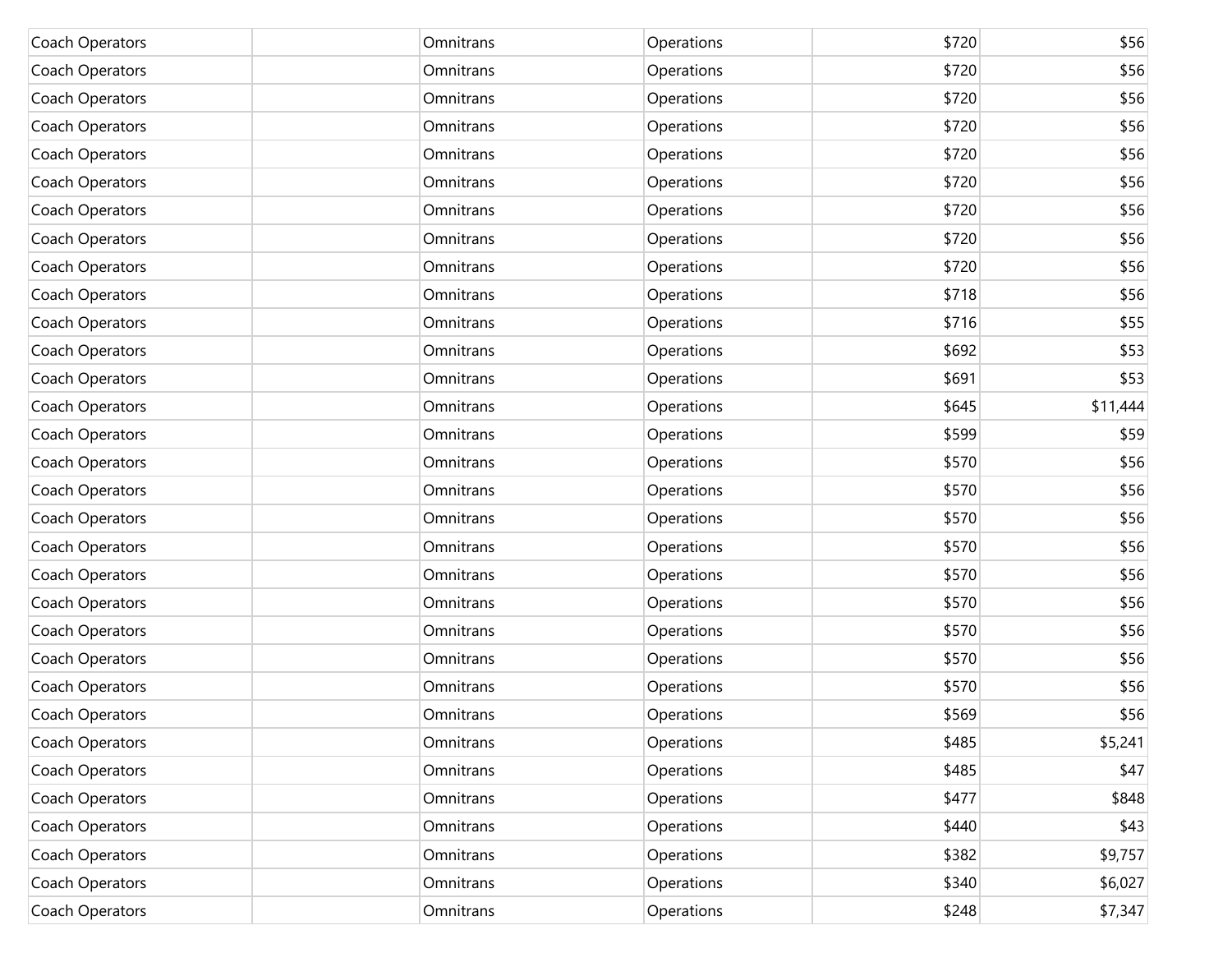| | | | | | |
|---|---|---|---|---|---|
| Coach Operators | | Omnitrans | Operations | $720 | $56 |
| Coach Operators | | Omnitrans | Operations | $720 | $56 |
| Coach Operators | | Omnitrans | Operations | $720 | $56 |
| Coach Operators | | Omnitrans | Operations | $720 | $56 |
| Coach Operators | | Omnitrans | Operations | $720 | $56 |
| Coach Operators | | Omnitrans | Operations | $720 | $56 |
| Coach Operators | | Omnitrans | Operations | $720 | $56 |
| Coach Operators | | Omnitrans | Operations | $720 | $56 |
| Coach Operators | | Omnitrans | Operations | $720 | $56 |
| Coach Operators | | Omnitrans | Operations | $718 | $56 |
| Coach Operators | | Omnitrans | Operations | $716 | $55 |
| Coach Operators | | Omnitrans | Operations | $692 | $53 |
| Coach Operators | | Omnitrans | Operations | $691 | $53 |
| Coach Operators | | Omnitrans | Operations | $645 | $11,444 |
| Coach Operators | | Omnitrans | Operations | $599 | $59 |
| Coach Operators | | Omnitrans | Operations | $570 | $56 |
| Coach Operators | | Omnitrans | Operations | $570 | $56 |
| Coach Operators | | Omnitrans | Operations | $570 | $56 |
| Coach Operators | | Omnitrans | Operations | $570 | $56 |
| Coach Operators | | Omnitrans | Operations | $570 | $56 |
| Coach Operators | | Omnitrans | Operations | $570 | $56 |
| Coach Operators | | Omnitrans | Operations | $570 | $56 |
| Coach Operators | | Omnitrans | Operations | $570 | $56 |
| Coach Operators | | Omnitrans | Operations | $570 | $56 |
| Coach Operators | | Omnitrans | Operations | $569 | $56 |
| Coach Operators | | Omnitrans | Operations | $485 | $5,241 |
| Coach Operators | | Omnitrans | Operations | $485 | $47 |
| Coach Operators | | Omnitrans | Operations | $477 | $848 |
| Coach Operators | | Omnitrans | Operations | $440 | $43 |
| Coach Operators | | Omnitrans | Operations | $382 | $9,757 |
| Coach Operators | | Omnitrans | Operations | $340 | $6,027 |
| Coach Operators | | Omnitrans | Operations | $248 | $7,347 |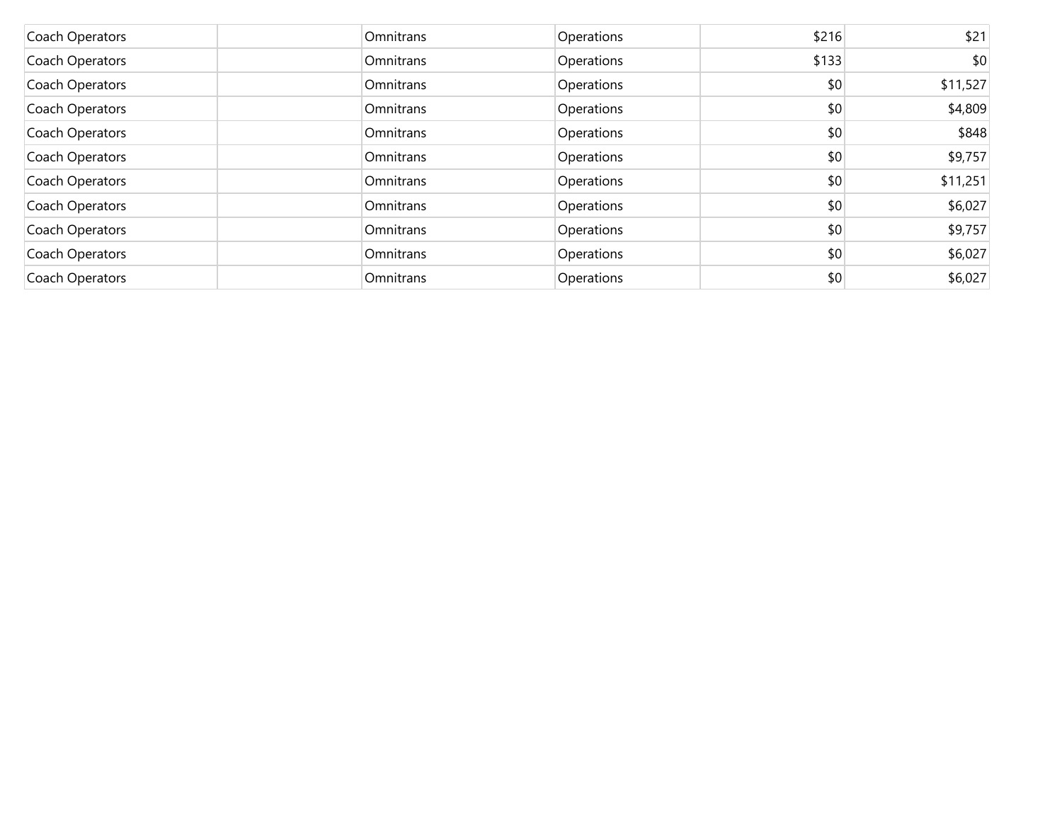| | | | | | |
|---|---|---|---|---|---|
| Coach Operators | | Omnitrans | Operations | $216 | $21 |
| Coach Operators | | Omnitrans | Operations | $133 | $0 |
| Coach Operators | | Omnitrans | Operations | $0 | $11,527 |
| Coach Operators | | Omnitrans | Operations | $0 | $4,809 |
| Coach Operators | | Omnitrans | Operations | $0 | $848 |
| Coach Operators | | Omnitrans | Operations | $0 | $9,757 |
| Coach Operators | | Omnitrans | Operations | $0 | $11,251 |
| Coach Operators | | Omnitrans | Operations | $0 | $6,027 |
| Coach Operators | | Omnitrans | Operations | $0 | $9,757 |
| Coach Operators | | Omnitrans | Operations | $0 | $6,027 |
| Coach Operators | | Omnitrans | Operations | $0 | $6,027 |